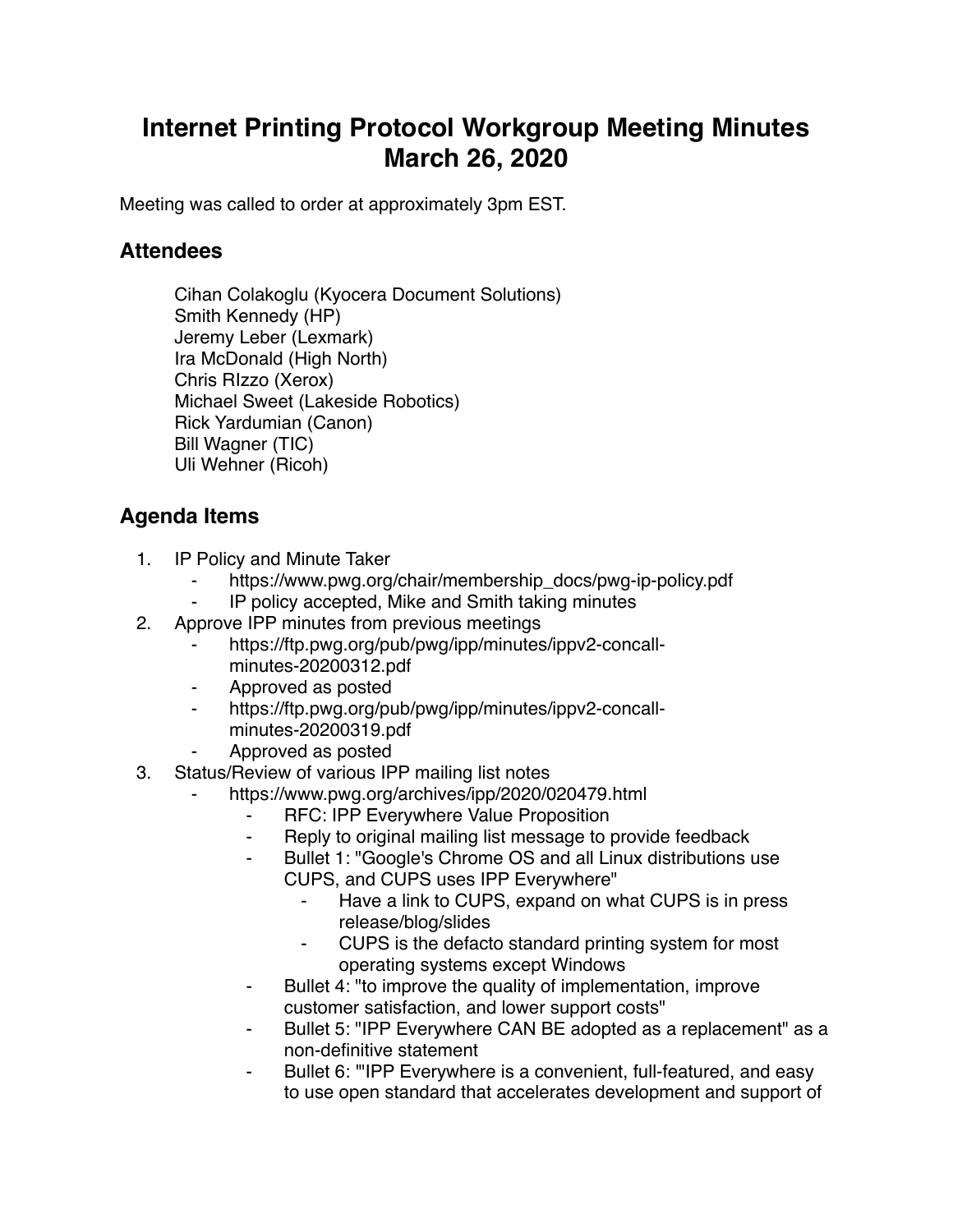# Internet Printing Protocol Workgroup Meeting Minutes March 26, 2020

Meeting was called to order at approximately 3pm EST.

## Attendees

Cihan Colakoglu (Kyocera Document Solutions)
Smith Kennedy (HP)
Jeremy Leber (Lexmark)
Ira McDonald (High North)
Chris RIzzo (Xerox)
Michael Sweet (Lakeside Robotics)
Rick Yardumian (Canon)
Bill Wagner (TIC)
Uli Wehner (Ricoh)

## Agenda Items

1. IP Policy and Minute Taker
   - https://www.pwg.org/chair/membership_docs/pwg-ip-policy.pdf
   - IP policy accepted, Mike and Smith taking minutes
2. Approve IPP minutes from previous meetings
   - https://ftp.pwg.org/pub/pwg/ipp/minutes/ippv2-concall-minutes-20200312.pdf
   - Approved as posted
   - https://ftp.pwg.org/pub/pwg/ipp/minutes/ippv2-concall-minutes-20200319.pdf
   - Approved as posted
3. Status/Review of various IPP mailing list notes
   - https://www.pwg.org/archives/ipp/2020/020479.html
     - RFC: IPP Everywhere Value Proposition
     - Reply to original mailing list message to provide feedback
     - Bullet 1: "Google's Chrome OS and all Linux distributions use CUPS, and CUPS uses IPP Everywhere"
       - Have a link to CUPS, expand on what CUPS is in press release/blog/slides
       - CUPS is the defacto standard printing system for most operating systems except Windows
     - Bullet 4: "to improve the quality of implementation, improve customer satisfaction, and lower support costs"
     - Bullet 5: "IPP Everywhere CAN BE adopted as a replacement" as a non-definitive statement
     - Bullet 6: "'IPP Everywhere is a convenient, full-featured, and easy to use open standard that accelerates development and support of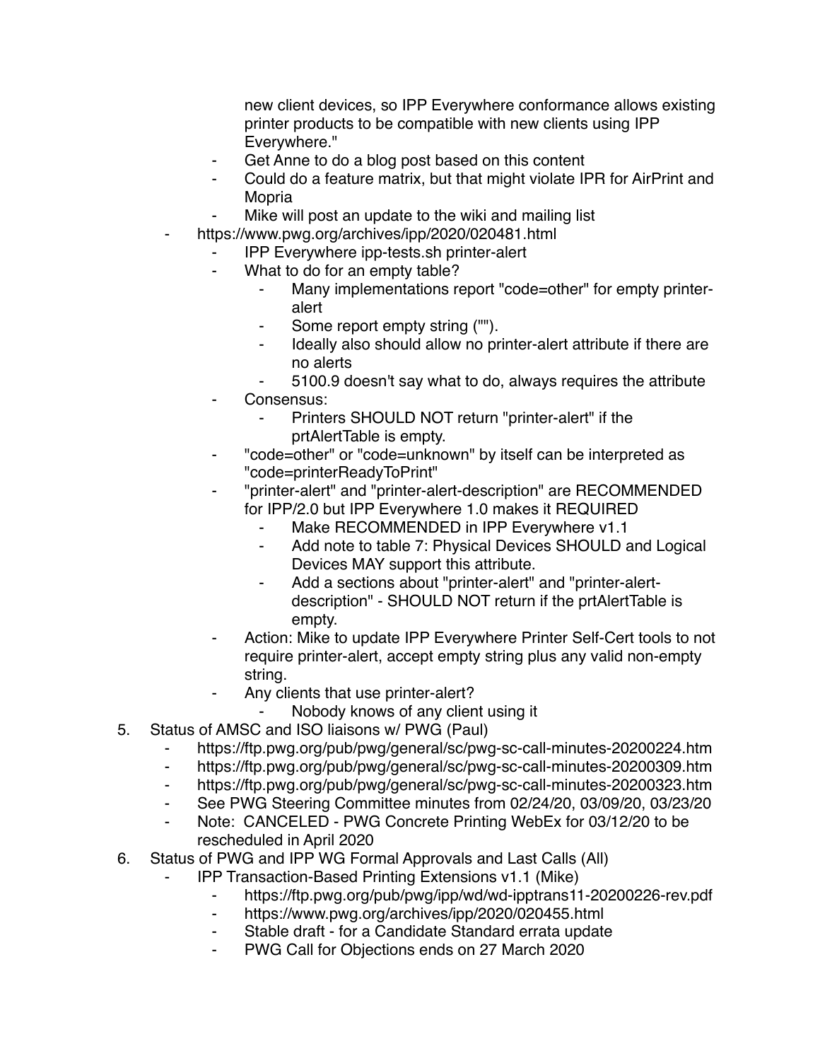new client devices, so IPP Everywhere conformance allows existing printer products to be compatible with new clients using IPP Everywhere."

        - Get Anne to do a blog post based on this content
        - Could do a feature matrix, but that might violate IPR for AirPrint and Mopria
        - Mike will post an update to the wiki and mailing list
    - https://www.pwg.org/archives/ipp/2020/020481.html
        - IPP Everywhere ipp-tests.sh printer-alert
        - What to do for an empty table?
            - Many implementations report "code=other" for empty printer-alert
            - Some report empty string ("").
            - Ideally also should allow no printer-alert attribute if there are no alerts
            - 5100.9 doesn't say what to do, always requires the attribute
        - Consensus:
            - Printers SHOULD NOT return "printer-alert" if the prtAlertTable is empty.
        - "code=other" or "code=unknown" by itself can be interpreted as "code=printerReadyToPrint"
        - "printer-alert" and "printer-alert-description" are RECOMMENDED for IPP/2.0 but IPP Everywhere 1.0 makes it REQUIRED
            - Make RECOMMENDED in IPP Everywhere v1.1
            - Add note to table 7: Physical Devices SHOULD and Logical Devices MAY support this attribute.
            - Add a sections about "printer-alert" and "printer-alert-description" - SHOULD NOT return if the prtAlertTable is empty.
        - Action: Mike to update IPP Everywhere Printer Self-Cert tools to not require printer-alert, accept empty string plus any valid non-empty string.
        - Any clients that use printer-alert?
            - Nobody knows of any client using it

5. Status of AMSC and ISO liaisons w/ PWG (Paul)
    - https://ftp.pwg.org/pub/pwg/general/sc/pwg-sc-call-minutes-20200224.htm
    - https://ftp.pwg.org/pub/pwg/general/sc/pwg-sc-call-minutes-20200309.htm
    - https://ftp.pwg.org/pub/pwg/general/sc/pwg-sc-call-minutes-20200323.htm
    - See PWG Steering Committee minutes from 02/24/20, 03/09/20, 03/23/20
    - Note: CANCELED - PWG Concrete Printing WebEx for 03/12/20 to be rescheduled in April 2020
6. Status of PWG and IPP WG Formal Approvals and Last Calls (All)
    - IPP Transaction-Based Printing Extensions v1.1 (Mike)
        - https://ftp.pwg.org/pub/pwg/ipp/wd/wd-ipptrans11-20200226-rev.pdf
        - https://www.pwg.org/archives/ipp/2020/020455.html
        - Stable draft - for a Candidate Standard errata update
        - PWG Call for Objections ends on 27 March 2020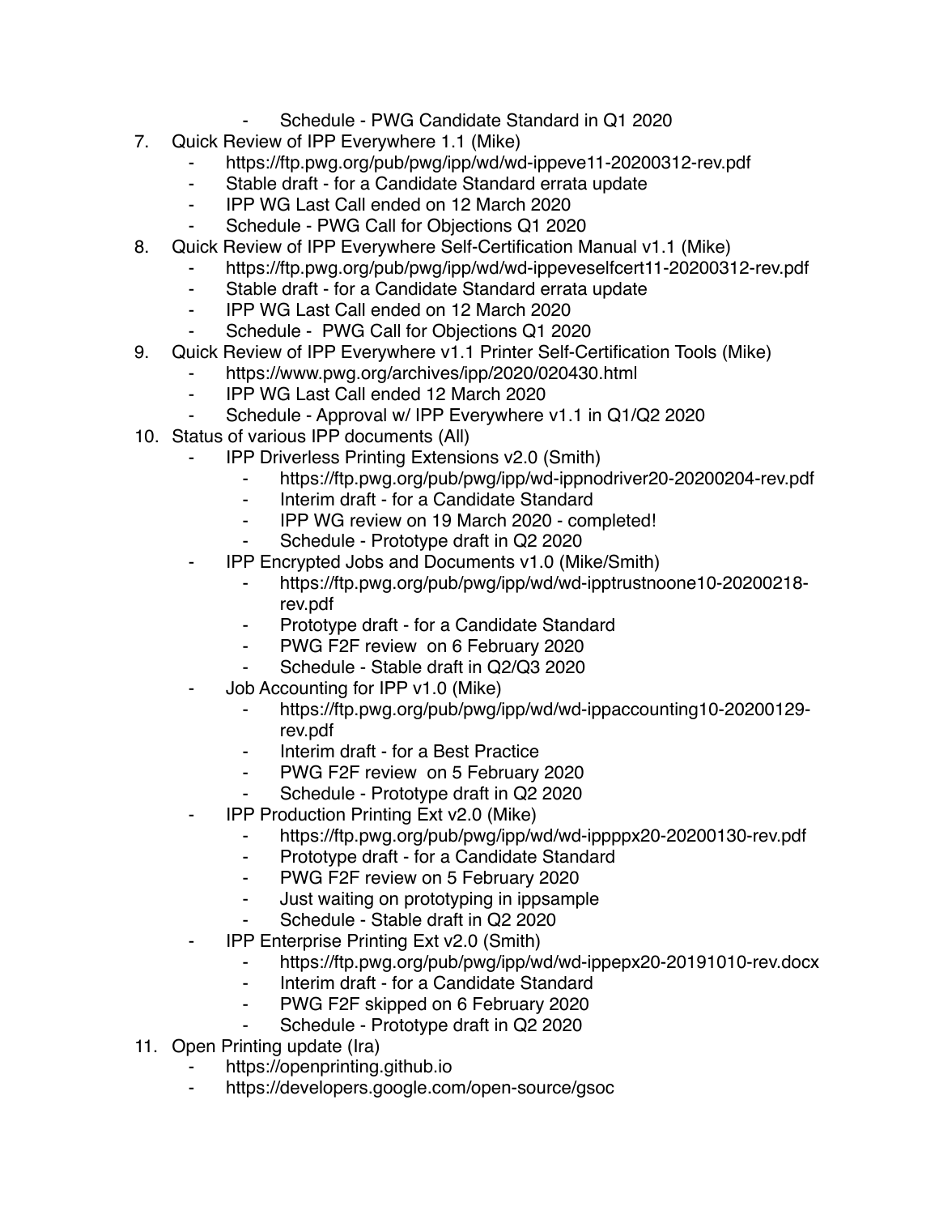- Schedule - PWG Candidate Standard in Q1 2020

7. Quick Review of IPP Everywhere 1.1 (Mike)
    - https://ftp.pwg.org/pub/pwg/ipp/wd/wd-ippeve11-20200312-rev.pdf
    - Stable draft - for a Candidate Standard errata update
    - IPP WG Last Call ended on 12 March 2020
    - Schedule - PWG Call for Objections Q1 2020
8. Quick Review of IPP Everywhere Self-Certification Manual v1.1 (Mike)
    - https://ftp.pwg.org/pub/pwg/ipp/wd/wd-ippeveselfcert11-20200312-rev.pdf
    - Stable draft - for a Candidate Standard errata update
    - IPP WG Last Call ended on 12 March 2020
    - Schedule - PWG Call for Objections Q1 2020
9. Quick Review of IPP Everywhere v1.1 Printer Self-Certification Tools (Mike)
    - https://www.pwg.org/archives/ipp/2020/020430.html
    - IPP WG Last Call ended 12 March 2020
    - Schedule - Approval w/ IPP Everywhere v1.1 in Q1/Q2 2020
10. Status of various IPP documents (All)
    - IPP Driverless Printing Extensions v2.0 (Smith)
        - https://ftp.pwg.org/pub/pwg/ipp/wd-ippnodriver20-20200204-rev.pdf
        - Interim draft - for a Candidate Standard
        - IPP WG review on 19 March 2020 - completed!
        - Schedule - Prototype draft in Q2 2020
    - IPP Encrypted Jobs and Documents v1.0 (Mike/Smith)
        - https://ftp.pwg.org/pub/pwg/ipp/wd/wd-ipptrustnoone10-20200218-rev.pdf
        - Prototype draft - for a Candidate Standard
        - PWG F2F review on 6 February 2020
        - Schedule - Stable draft in Q2/Q3 2020
    - Job Accounting for IPP v1.0 (Mike)
        - https://ftp.pwg.org/pub/pwg/ipp/wd/wd-ippaccounting10-20200129-rev.pdf
        - Interim draft - for a Best Practice
        - PWG F2F review on 5 February 2020
        - Schedule - Prototype draft in Q2 2020
    - IPP Production Printing Ext v2.0 (Mike)
        - https://ftp.pwg.org/pub/pwg/ipp/wd/wd-ippppx20-20200130-rev.pdf
        - Prototype draft - for a Candidate Standard
        - PWG F2F review on 5 February 2020
        - Just waiting on prototyping in ippsample
        - Schedule - Stable draft in Q2 2020
    - IPP Enterprise Printing Ext v2.0 (Smith)
        - https://ftp.pwg.org/pub/pwg/ipp/wd/wd-ippepx20-20191010-rev.docx
        - Interim draft - for a Candidate Standard
        - PWG F2F skipped on 6 February 2020
        - Schedule - Prototype draft in Q2 2020
11. Open Printing update (Ira)
    - https://openprinting.github.io
    - https://developers.google.com/open-source/gsoc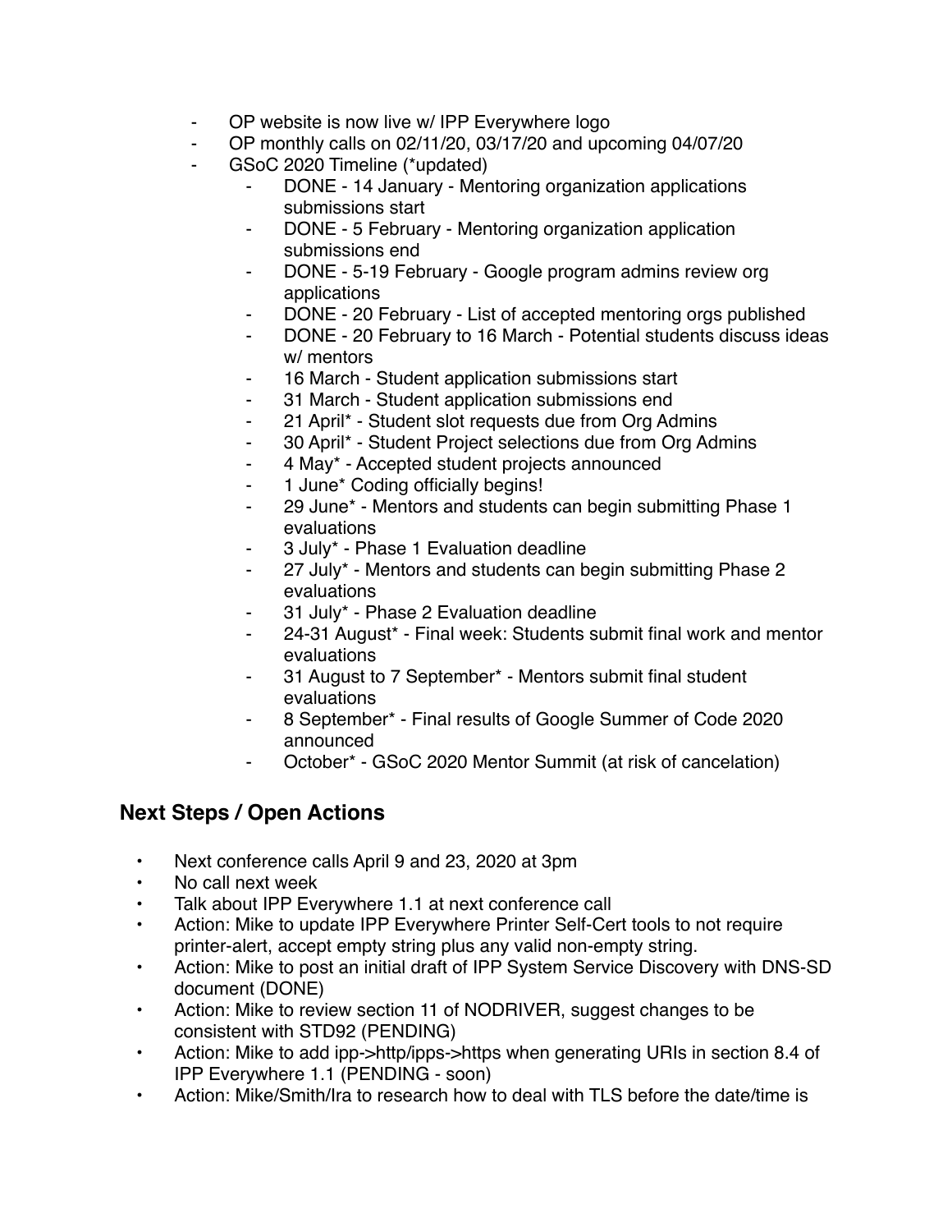- OP website is now live w/ IPP Everywhere logo
- OP monthly calls on 02/11/20, 03/17/20 and upcoming 04/07/20
- GSoC 2020 Timeline (*updated)
    - DONE - 14 January - Mentoring organization applications submissions start
    - DONE - 5 February - Mentoring organization application submissions end
    - DONE - 5-19 February - Google program admins review org applications
    - DONE - 20 February - List of accepted mentoring orgs published
    - DONE - 20 February to 16 March - Potential students discuss ideas w/ mentors
    - 16 March - Student application submissions start
    - 31 March - Student application submissions end
    - 21 April* - Student slot requests due from Org Admins
    - 30 April* - Student Project selections due from Org Admins
    - 4 May* - Accepted student projects announced
    - 1 June* Coding officially begins!
    - 29 June* - Mentors and students can begin submitting Phase 1 evaluations
    - 3 July* - Phase 1 Evaluation deadline
    - 27 July* - Mentors and students can begin submitting Phase 2 evaluations
    - 31 July* - Phase 2 Evaluation deadline
    - 24-31 August* - Final week: Students submit final work and mentor evaluations
    - 31 August to 7 September* - Mentors submit final student evaluations
    - 8 September* - Final results of Google Summer of Code 2020 announced
    - October* - GSoC 2020 Mentor Summit (at risk of cancelation)

## Next Steps / Open Actions

- Next conference calls April 9 and 23, 2020 at 3pm
- No call next week
- Talk about IPP Everywhere 1.1 at next conference call
- Action: Mike to update IPP Everywhere Printer Self-Cert tools to not require printer-alert, accept empty string plus any valid non-empty string.
- Action: Mike to post an initial draft of IPP System Service Discovery with DNS-SD document (DONE)
- Action: Mike to review section 11 of NODRIVER, suggest changes to be consistent with STD92 (PENDING)
- Action: Mike to add ipp->http/ipps->https when generating URIs in section 8.4 of IPP Everywhere 1.1 (PENDING - soon)
- Action: Mike/Smith/Ira to research how to deal with TLS before the date/time is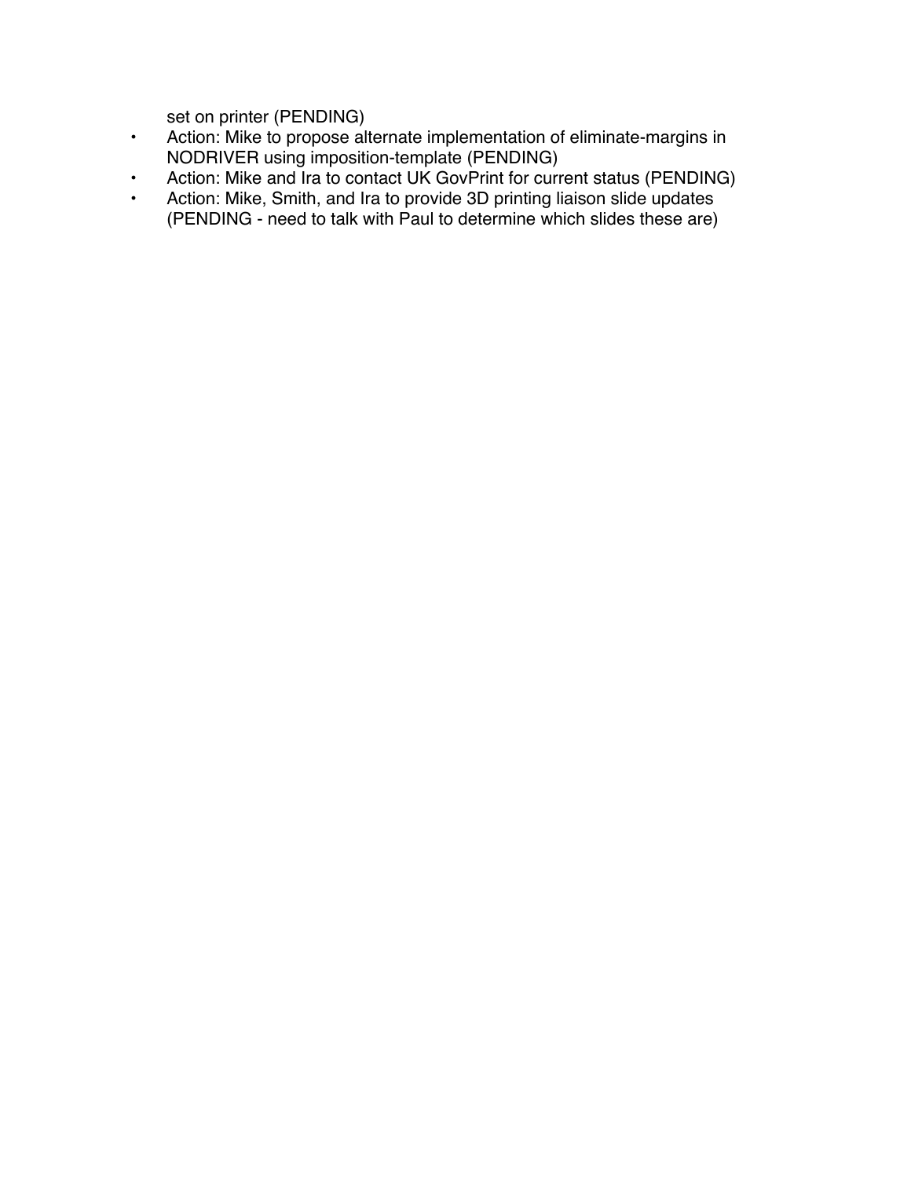set on printer (PENDING)

- Action: Mike to propose alternate implementation of eliminate-margins in NODRIVER using imposition-template (PENDING)
- Action: Mike and Ira to contact UK GovPrint for current status (PENDING)
- Action: Mike, Smith, and Ira to provide 3D printing liaison slide updates (PENDING - need to talk with Paul to determine which slides these are)